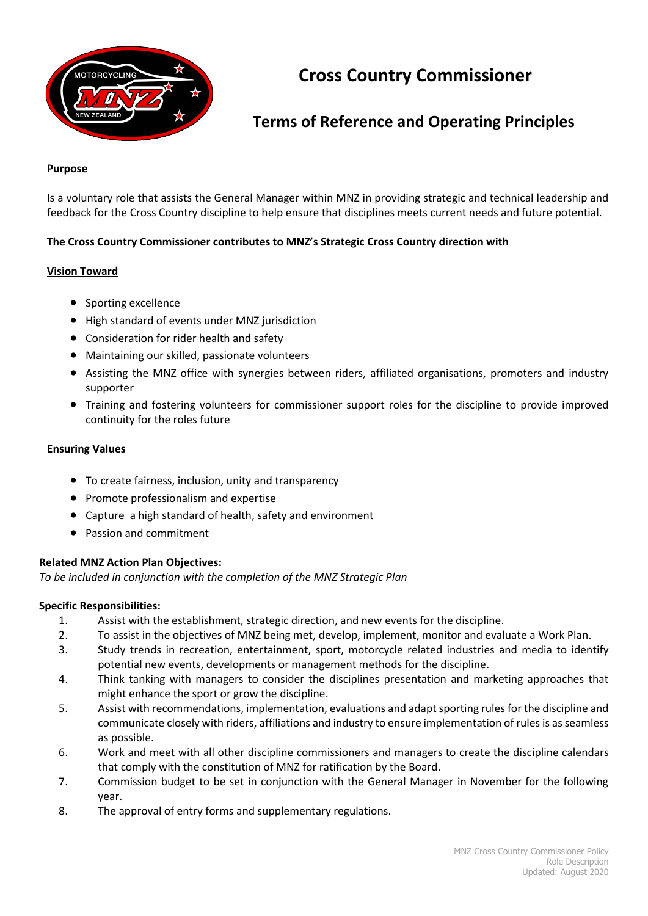# Cross Country Commissioner

## Terms of Reference and Operating Principles

**Purpose**

Is a voluntary role that assists the General Manager within MNZ in providing strategic and technical leadership and feedback for the Cross Country discipline to help ensure that disciplines meets current needs and future potential.

**The Cross Country Commissioner contributes to MNZ's Strategic Cross Country direction with**

**Vision Toward**

- Sporting excellence
- High standard of events under MNZ jurisdiction
- Consideration for rider health and safety
- Maintaining our skilled, passionate volunteers
- Assisting the MNZ office with synergies between riders, affiliated organisations, promoters and industry supporter
- Training and fostering volunteers for commissioner support roles for the discipline to provide improved continuity for the roles future

**Ensuring Values**

- To create fairness, inclusion, unity and transparency
- Promote professionalism and expertise
- Capture a high standard of health, safety and environment
- Passion and commitment

**Related MNZ Action Plan Objectives:**

*To be included in conjunction with the completion of the MNZ Strategic Plan*

**Specific Responsibilities:**

1. Assist with the establishment, strategic direction, and new events for the discipline.
2. To assist in the objectives of MNZ being met, develop, implement, monitor and evaluate a Work Plan.
3. Study trends in recreation, entertainment, sport, motorcycle related industries and media to identify potential new events, developments or management methods for the discipline.
4. Think tanking with managers to consider the disciplines presentation and marketing approaches that might enhance the sport or grow the discipline.
5. Assist with recommendations, implementation, evaluations and adapt sporting rules for the discipline and communicate closely with riders, affiliations and industry to ensure implementation of rules is as seamless as possible.
6. Work and meet with all other discipline commissioners and managers to create the discipline calendars that comply with the constitution of MNZ for ratification by the Board.
7. Commission budget to be set in conjunction with the General Manager in November for the following year.
8. The approval of entry forms and supplementary regulations.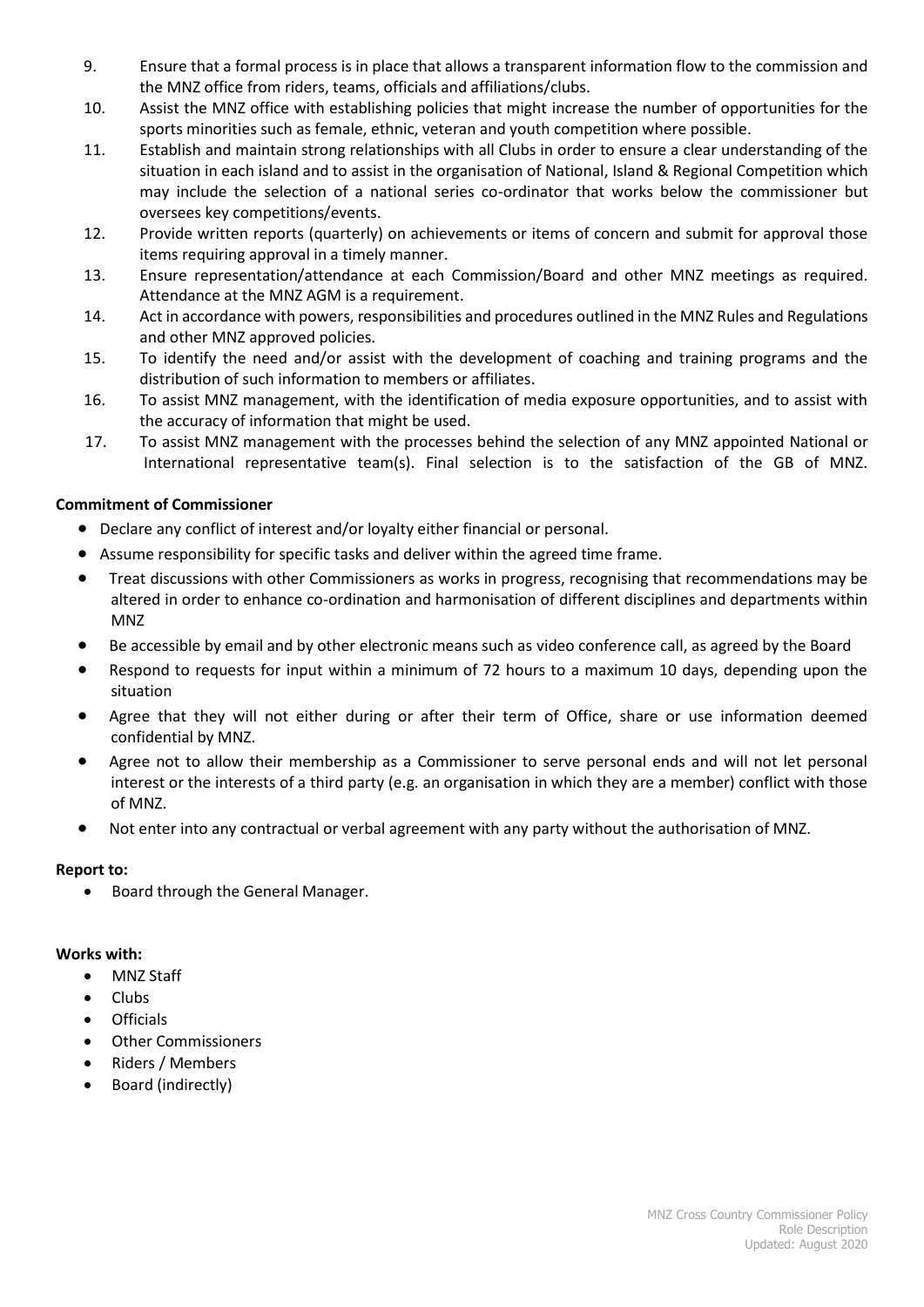9. Ensure that a formal process is in place that allows a transparent information flow to the commission and the MNZ office from riders, teams, officials and affiliations/clubs.
10. Assist the MNZ office with establishing policies that might increase the number of opportunities for the sports minorities such as female, ethnic, veteran and youth competition where possible.
11. Establish and maintain strong relationships with all Clubs in order to ensure a clear understanding of the situation in each island and to assist in the organisation of National, Island & Regional Competition which may include the selection of a national series co-ordinator that works below the commissioner but oversees key competitions/events.
12. Provide written reports (quarterly) on achievements or items of concern and submit for approval those items requiring approval in a timely manner.
13. Ensure representation/attendance at each Commission/Board and other MNZ meetings as required. Attendance at the MNZ AGM is a requirement.
14. Act in accordance with powers, responsibilities and procedures outlined in the MNZ Rules and Regulations and other MNZ approved policies.
15. To identify the need and/or assist with the development of coaching and training programs and the distribution of such information to members or affiliates.
16. To assist MNZ management, with the identification of media exposure opportunities, and to assist with the accuracy of information that might be used.
17. To assist MNZ management with the processes behind the selection of any MNZ appointed National or International representative team(s). Final selection is to the satisfaction of the GB of MNZ.

**Commitment of Commissioner**

- Declare any conflict of interest and/or loyalty either financial or personal.
- Assume responsibility for specific tasks and deliver within the agreed time frame.
- Treat discussions with other Commissioners as works in progress, recognising that recommendations may be altered in order to enhance co-ordination and harmonisation of different disciplines and departments within MNZ
- Be accessible by email and by other electronic means such as video conference call, as agreed by the Board
- Respond to requests for input within a minimum of 72 hours to a maximum 10 days, depending upon the situation
- Agree that they will not either during or after their term of Office, share or use information deemed confidential by MNZ.
- Agree not to allow their membership as a Commissioner to serve personal ends and will not let personal interest or the interests of a third party (e.g. an organisation in which they are a member) conflict with those of MNZ.
- Not enter into any contractual or verbal agreement with any party without the authorisation of MNZ.

**Report to:**

- Board through the General Manager.

**Works with:**

- MNZ Staff
- Clubs
- Officials
- Other Commissioners
- Riders / Members
- Board (indirectly)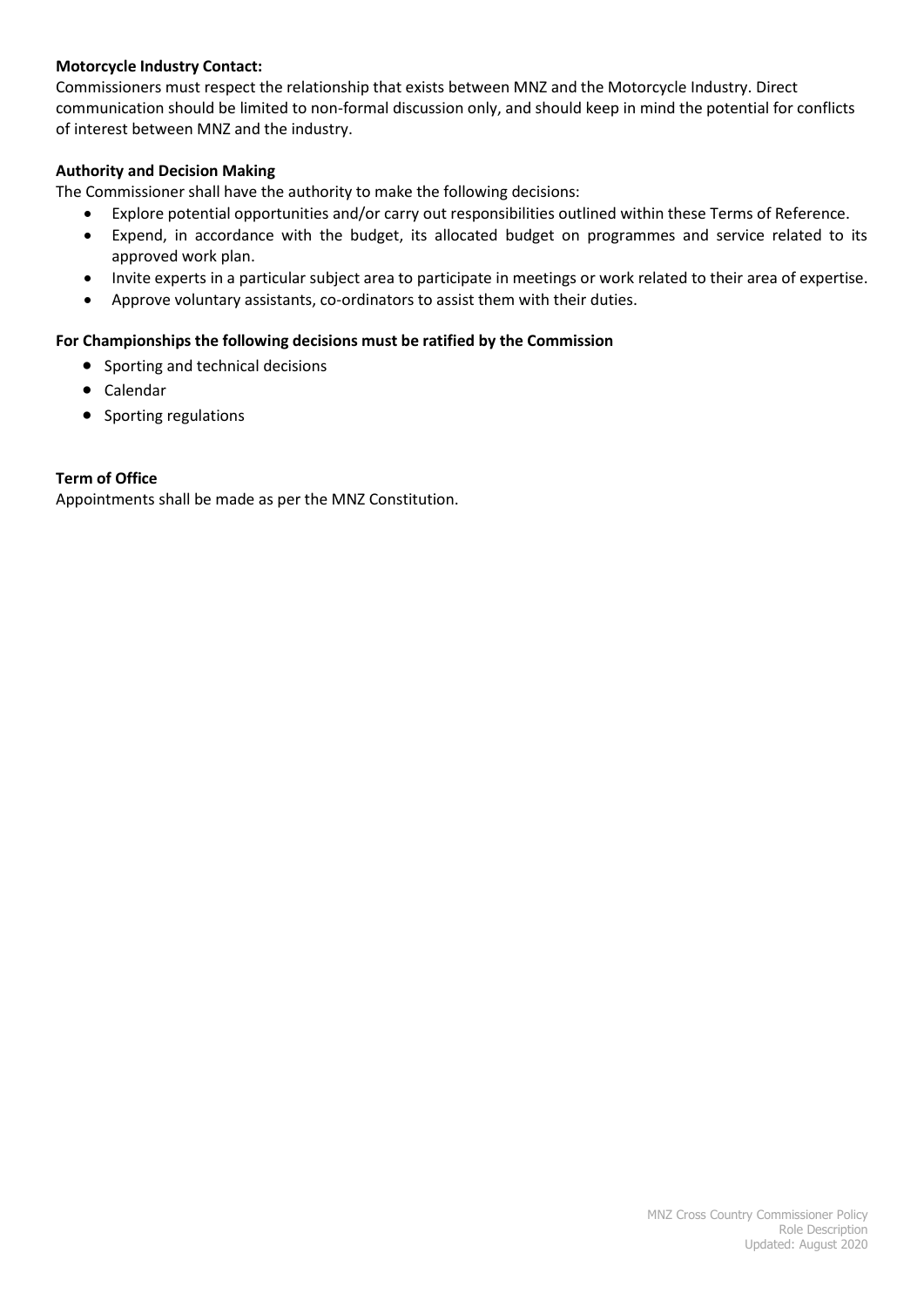**Motorcycle Industry Contact:**

Commissioners must respect the relationship that exists between MNZ and the Motorcycle Industry. Direct communication should be limited to non-formal discussion only, and should keep in mind the potential for conflicts of interest between MNZ and the industry.

**Authority and Decision Making**

The Commissioner shall have the authority to make the following decisions:

- Explore potential opportunities and/or carry out responsibilities outlined within these Terms of Reference.
- Expend, in accordance with the budget, its allocated budget on programmes and service related to its approved work plan.
- Invite experts in a particular subject area to participate in meetings or work related to their area of expertise.
- Approve voluntary assistants, co-ordinators to assist them with their duties.

**For Championships the following decisions must be ratified by the Commission**

- Sporting and technical decisions
- Calendar
- Sporting regulations

**Term of Office**

Appointments shall be made as per the MNZ Constitution.